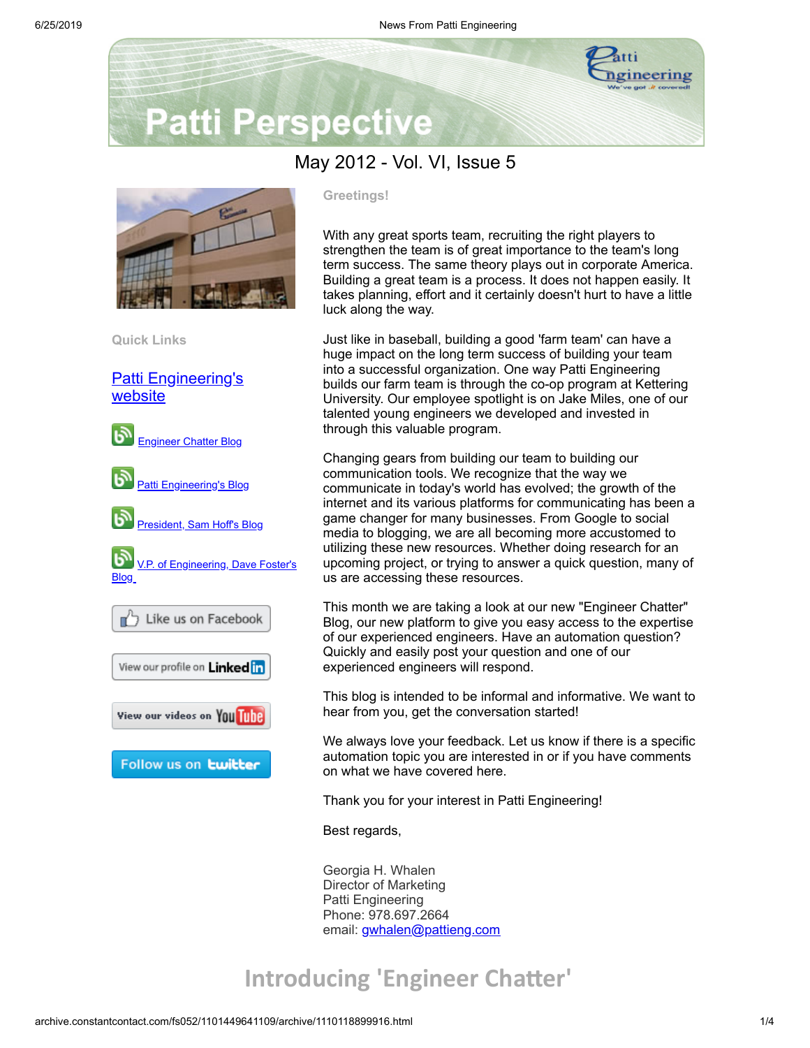# Patti Perspective

## May 2012 - Vol. VI, Issue 5

**Quick Links**

[Patti Engineering's website]

[Engineer Chatter Blog]

[Patti Engineering's Blog]

[President, Sam Hoff's Blog]

[V.P. of Engineering, Dave Foster's Blog]

Like us on Facebook

View our profile on LinkedIn

View our videos on YouTube

Follow us on twitter

**Greetings!**

With any great sports team, recruiting the right players to strengthen the team is of great importance to the team's long term success. The same theory plays out in corporate America. Building a great team is a process. It does not happen easily. It takes planning, effort and it certainly doesn't hurt to have a little luck along the way.

Just like in baseball, building a good 'farm team' can have a huge impact on the long term success of building your team into a successful organization. One way Patti Engineering builds our farm team is through the co-op program at Kettering University. Our employee spotlight is on Jake Miles, one of our talented young engineers we developed and invested in through this valuable program.

Changing gears from building our team to building our communication tools. We recognize that the way we communicate in today's world has evolved; the growth of the internet and its various platforms for communicating has been a game changer for many businesses. From Google to social media to blogging, we are all becoming more accustomed to utilizing these new resources. Whether doing research for an upcoming project, or trying to answer a quick question, many of us are accessing these resources.

This month we are taking a look at our new "Engineer Chatter" Blog, our new platform to give you easy access to the expertise of our experienced engineers. Have an automation question? Quickly and easily post your question and one of our experienced engineers will respond.

This blog is intended to be informal and informative. We want to hear from you, get the conversation started!

We always love your feedback. Let us know if there is a specific automation topic you are interested in or if you have comments on what we have covered here.

Thank you for your interest in Patti Engineering!

Best regards,

Georgia H. Whalen
Director of Marketing
Patti Engineering
Phone: 978.697.2664
email: gwhalen@pattieng.com

## Introducing 'Engineer Chatter'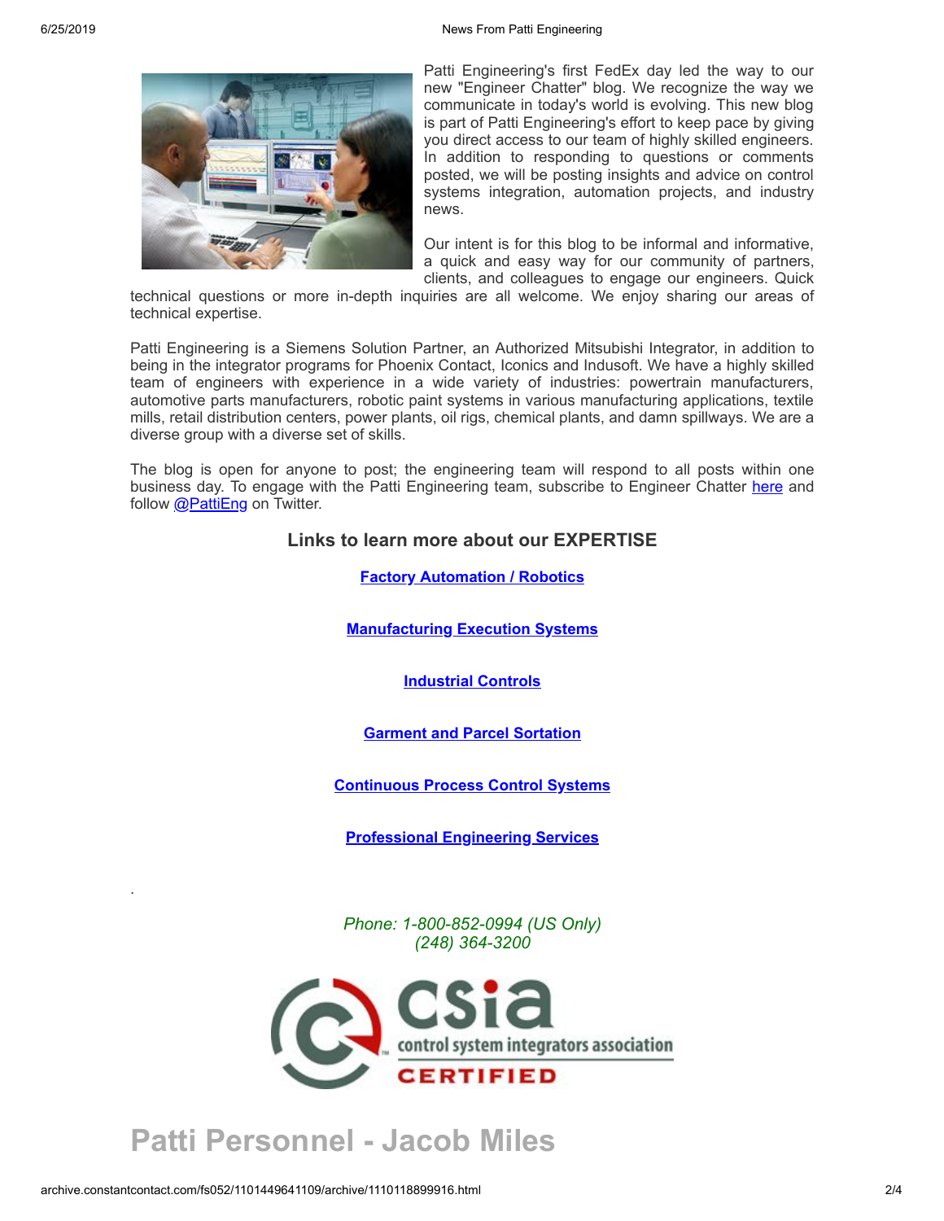Patti Engineering's first FedEx day led the way to our new "Engineer Chatter" blog. We recognize the way we communicate in today's world is evolving. This new blog is part of Patti Engineering's effort to keep pace by giving you direct access to our team of highly skilled engineers. In addition to responding to questions or comments posted, we will be posting insights and advice on control systems integration, automation projects, and industry news.

Our intent is for this blog to be informal and informative, a quick and easy way for our community of partners, clients, and colleagues to engage our engineers. Quick technical questions or more in-depth inquiries are all welcome. We enjoy sharing our areas of technical expertise.

Patti Engineering is a Siemens Solution Partner, an Authorized Mitsubishi Integrator, in addition to being in the integrator programs for Phoenix Contact, Iconics and Indusoft. We have a highly skilled team of engineers with experience in a wide variety of industries: powertrain manufacturers, automotive parts manufacturers, robotic paint systems in various manufacturing applications, textile mills, retail distribution centers, power plants, oil rigs, chemical plants, and damn spillways. We are a diverse group with a diverse set of skills.

The blog is open for anyone to post; the engineering team will respond to all posts within one business day. To engage with the Patti Engineering team, subscribe to Engineer Chatter here and follow @PattiEng on Twitter.

### Links to learn more about our EXPERTISE

**Factory Automation / Robotics**

**Manufacturing Execution Systems**

**Industrial Controls**

**Garment and Parcel Sortation**

**Continuous Process Control Systems**

**Professional Engineering Services**

.

*Phone: 1-800-852-0994 (US Only)*
*(248) 364-3200*

csia
control system integrators association
CERTIFIED

# Patti Personnel - Jacob Miles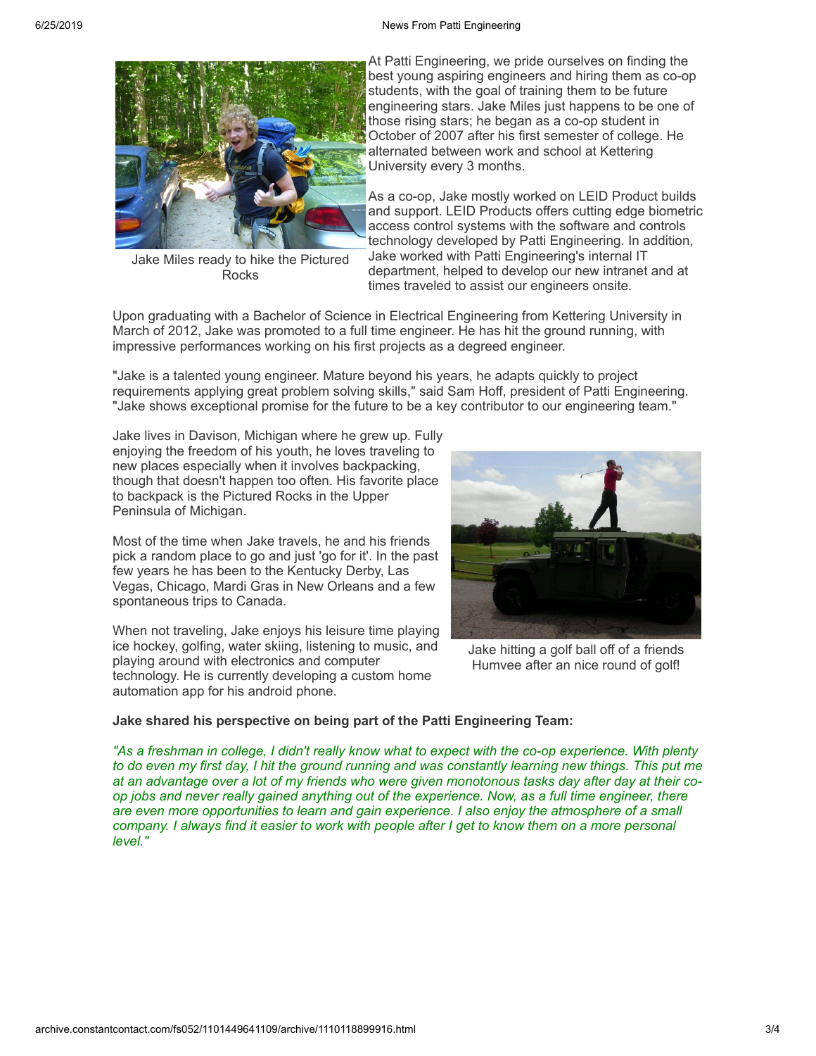Jake Miles ready to hike the Pictured Rocks

At Patti Engineering, we pride ourselves on finding the best young aspiring engineers and hiring them as co-op students, with the goal of training them to be future engineering stars. Jake Miles just happens to be one of those rising stars; he began as a co-op student in October of 2007 after his first semester of college. He alternated between work and school at Kettering University every 3 months.

As a co-op, Jake mostly worked on LEID Product builds and support. LEID Products offers cutting edge biometric access control systems with the software and controls technology developed by Patti Engineering. In addition, Jake worked with Patti Engineering's internal IT department, helped to develop our new intranet and at times traveled to assist our engineers onsite.

Upon graduating with a Bachelor of Science in Electrical Engineering from Kettering University in March of 2012, Jake was promoted to a full time engineer. He has hit the ground running, with impressive performances working on his first projects as a degreed engineer.

"Jake is a talented young engineer. Mature beyond his years, he adapts quickly to project requirements applying great problem solving skills," said Sam Hoff, president of Patti Engineering. "Jake shows exceptional promise for the future to be a key contributor to our engineering team."

Jake lives in Davison, Michigan where he grew up. Fully enjoying the freedom of his youth, he loves traveling to new places especially when it involves backpacking, though that doesn't happen too often. His favorite place to backpack is the Pictured Rocks in the Upper Peninsula of Michigan.

Most of the time when Jake travels, he and his friends pick a random place to go and just 'go for it'. In the past few years he has been to the Kentucky Derby, Las Vegas, Chicago, Mardi Gras in New Orleans and a few spontaneous trips to Canada.

When not traveling, Jake enjoys his leisure time playing ice hockey, golfing, water skiing, listening to music, and playing around with electronics and computer technology. He is currently developing a custom home automation app for his android phone.

Jake hitting a golf ball off of a friends Humvee after an nice round of golf!

**Jake shared his perspective on being part of the Patti Engineering Team:**

*"As a freshman in college, I didn't really know what to expect with the co-op experience. With plenty to do even my first day, I hit the ground running and was constantly learning new things. This put me at an advantage over a lot of my friends who were given monotonous tasks day after day at their co-op jobs and never really gained anything out of the experience. Now, as a full time engineer, there are even more opportunities to learn and gain experience. I also enjoy the atmosphere of a small company. I always find it easier to work with people after I get to know them on a more personal level."*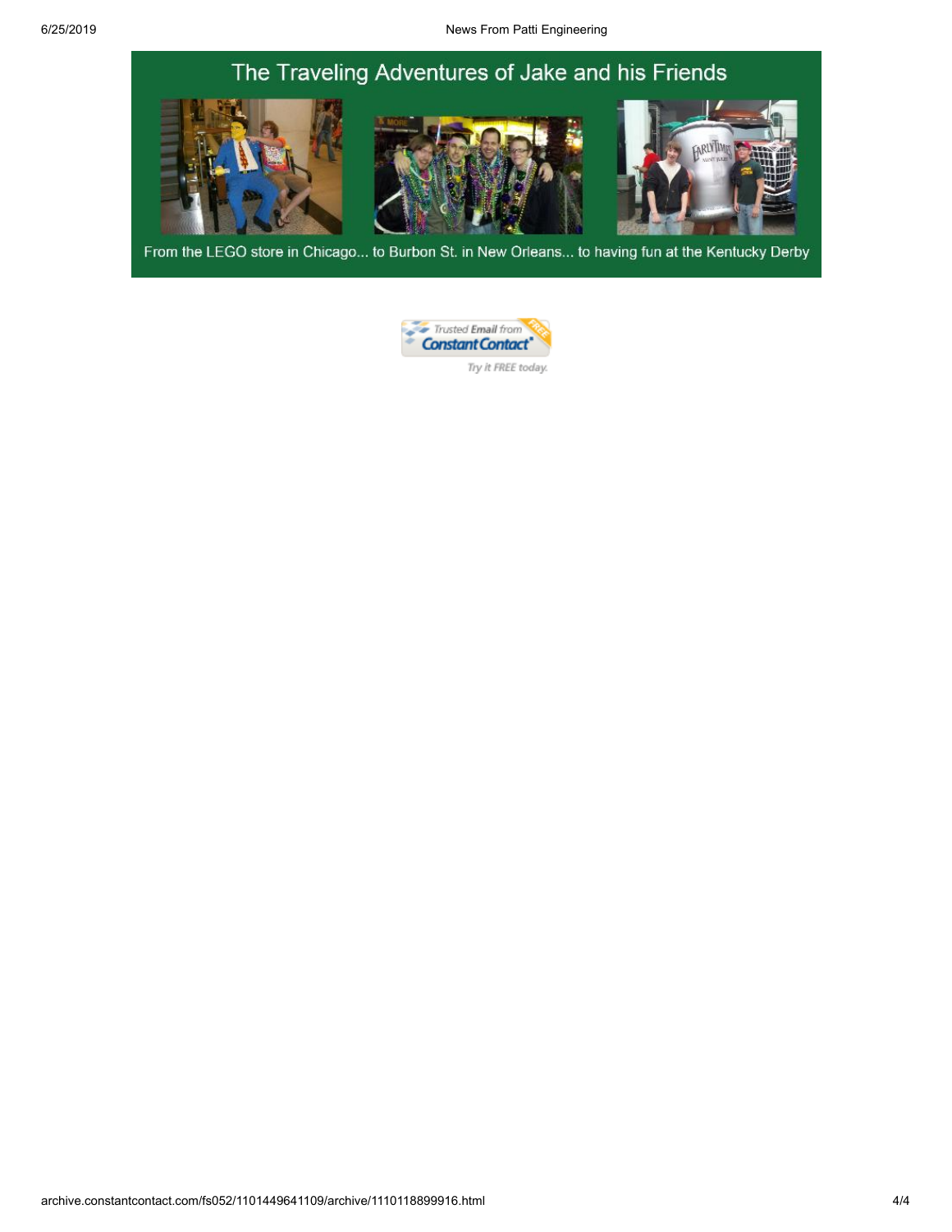## The Traveling Adventures of Jake and his Friends

From the LEGO store in Chicago... to Burbon St. in New Orleans... to having fun at the Kentucky Derby

Trusted Email from Constant Contact

Try it FREE today.